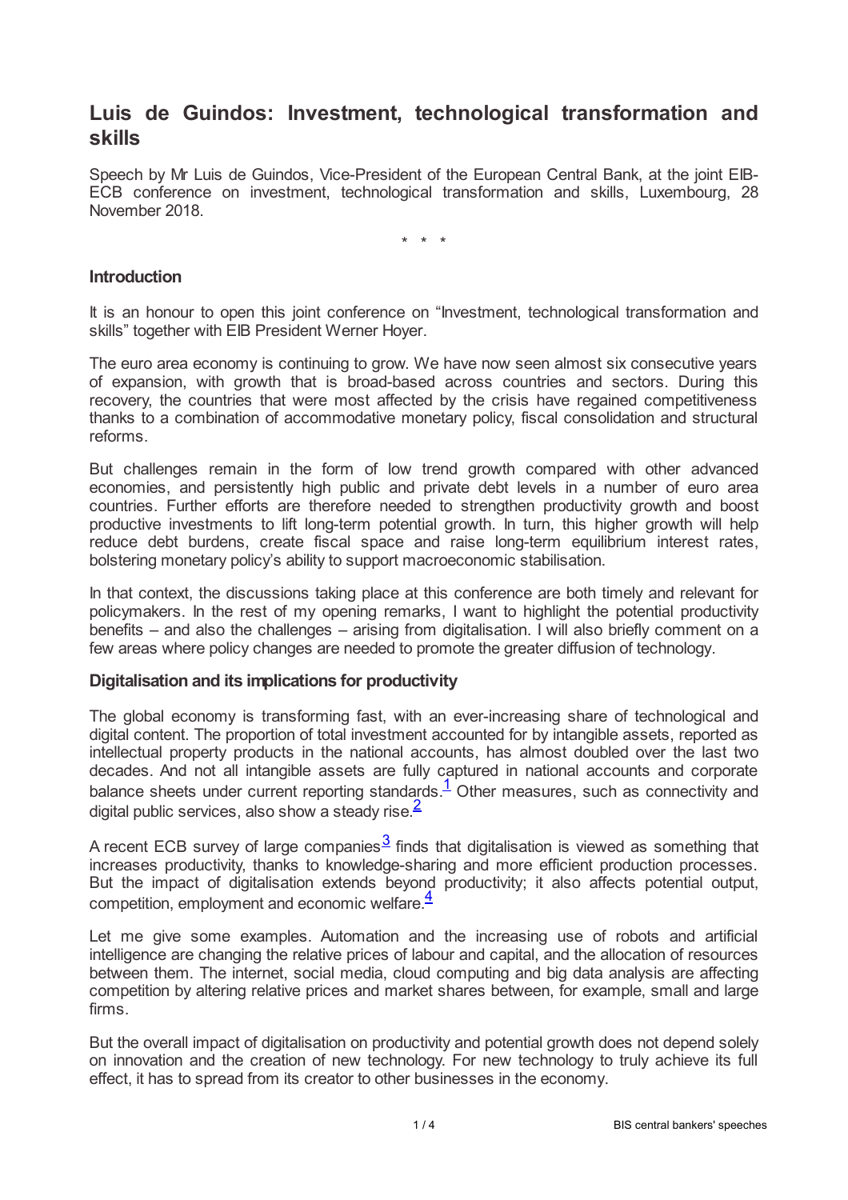# Luis de Guindos: Investment, technological transformation and skills

Speech by Mr Luis de Guindos, Vice-President of the European Central Bank, at the joint EIB-ECB conference on investment, technological transformation and skills, Luxembourg, 28 November 2018.

\* \* \*

### Introduction

It is an honour to open this joint conference on "Investment, technological transformation and skills" together with EIB President Werner Hoyer.

The euro area economy is continuing to grow. We have now seen almost six consecutive years of expansion, with growth that is broad-based across countries and sectors. During this recovery, the countries that were most affected by the crisis have regained competitiveness thanks to a combination of accommodative monetary policy, fiscal consolidation and structural reforms.

But challenges remain in the form of low trend growth compared with other advanced economies, and persistently high public and private debt levels in a number of euro area countries. Further efforts are therefore needed to strengthen productivity growth and boost productive investments to lift long-term potential growth. In turn, this higher growth will help reduce debt burdens, create fiscal space and raise long-term equilibrium interest rates, bolstering monetary policy's ability to support macroeconomic stabilisation.

In that context, the discussions taking place at this conference are both timely and relevant for policymakers. In the rest of my opening remarks, I want to highlight the potential productivity benefits – and also the challenges – arising from digitalisation. I will also briefly comment on a few areas where policy changes are needed to promote the greater diffusion of technology.

### Digitalisation and its implications for productivity

The global economy is transforming fast, with an ever-increasing share of technological and digital content. The proportion of total investment accounted for by intangible assets, reported as intellectual property products in the national accounts, has almost doubled over the last two decades. And not all intangible assets are fully captured in national accounts and corporate balance sheets under current reporting standards.[1] Other measures, such as connectivity and digital public services, also show a steady rise.[2]

A recent ECB survey of large companies[3] finds that digitalisation is viewed as something that increases productivity, thanks to knowledge-sharing and more efficient production processes. But the impact of digitalisation extends beyond productivity; it also affects potential output, competition, employment and economic welfare.[4]

Let me give some examples. Automation and the increasing use of robots and artificial intelligence are changing the relative prices of labour and capital, and the allocation of resources between them. The internet, social media, cloud computing and big data analysis are affecting competition by altering relative prices and market shares between, for example, small and large firms.

But the overall impact of digitalisation on productivity and potential growth does not depend solely on innovation and the creation of new technology. For new technology to truly achieve its full effect, it has to spread from its creator to other businesses in the economy.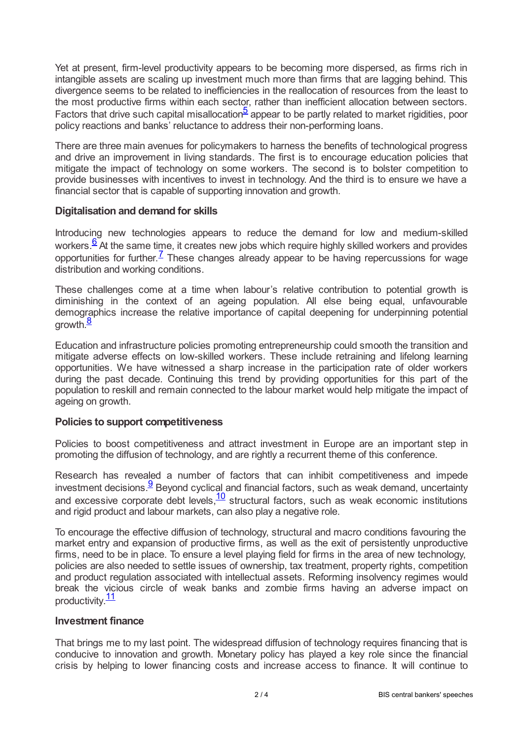Yet at present, firm-level productivity appears to be becoming more dispersed, as firms rich in intangible assets are scaling up investment much more than firms that are lagging behind. This divergence seems to be related to inefficiencies in the reallocation of resources from the least to the most productive firms within each sector, rather than inefficient allocation between sectors. Factors that drive such capital misallocation[5] appear to be partly related to market rigidities, poor policy reactions and banks' reluctance to address their non-performing loans.

There are three main avenues for policymakers to harness the benefits of technological progress and drive an improvement in living standards. The first is to encourage education policies that mitigate the impact of technology on some workers. The second is to bolster competition to provide businesses with incentives to invest in technology. And the third is to ensure we have a financial sector that is capable of supporting innovation and growth.

### Digitalisation and demand for skills

Introducing new technologies appears to reduce the demand for low and medium-skilled workers.[6] At the same time, it creates new jobs which require highly skilled workers and provides opportunities for further.[7] These changes already appear to be having repercussions for wage distribution and working conditions.

These challenges come at a time when labour's relative contribution to potential growth is diminishing in the context of an ageing population. All else being equal, unfavourable demographics increase the relative importance of capital deepening for underpinning potential growth.[8]

Education and infrastructure policies promoting entrepreneurship could smooth the transition and mitigate adverse effects on low-skilled workers. These include retraining and lifelong learning opportunities. We have witnessed a sharp increase in the participation rate of older workers during the past decade. Continuing this trend by providing opportunities for this part of the population to reskill and remain connected to the labour market would help mitigate the impact of ageing on growth.

### Policies to support competitiveness

Policies to boost competitiveness and attract investment in Europe are an important step in promoting the diffusion of technology, and are rightly a recurrent theme of this conference.

Research has revealed a number of factors that can inhibit competitiveness and impede investment decisions.[9] Beyond cyclical and financial factors, such as weak demand, uncertainty and excessive corporate debt levels,[10] structural factors, such as weak economic institutions and rigid product and labour markets, can also play a negative role.

To encourage the effective diffusion of technology, structural and macro conditions favouring the market entry and expansion of productive firms, as well as the exit of persistently unproductive firms, need to be in place. To ensure a level playing field for firms in the area of new technology, policies are also needed to settle issues of ownership, tax treatment, property rights, competition and product regulation associated with intellectual assets. Reforming insolvency regimes would break the vicious circle of weak banks and zombie firms having an adverse impact on productivity.[11]

### Investment finance

That brings me to my last point. The widespread diffusion of technology requires financing that is conducive to innovation and growth. Monetary policy has played a key role since the financial crisis by helping to lower financing costs and increase access to finance. It will continue to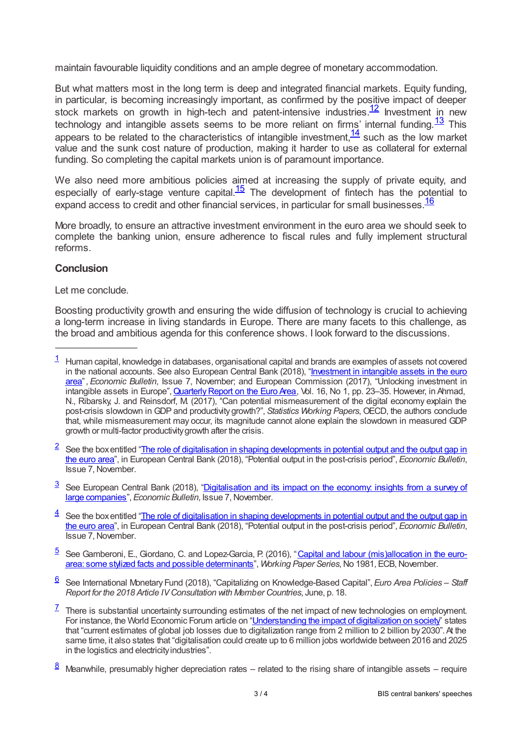maintain favourable liquidity conditions and an ample degree of monetary accommodation.

But what matters most in the long term is deep and integrated financial markets. Equity funding, in particular, is becoming increasingly important, as confirmed by the positive impact of deeper stock markets on growth in high-tech and patent-intensive industries.[12] Investment in new technology and intangible assets seems to be more reliant on firms' internal funding.[13] This appears to be related to the characteristics of intangible investment,[14] such as the low market value and the sunk cost nature of production, making it harder to use as collateral for external funding. So completing the capital markets union is of paramount importance.

We also need more ambitious policies aimed at increasing the supply of private equity, and especially of early-stage venture capital.[15] The development of fintech has the potential to expand access to credit and other financial services, in particular for small businesses.[16]

More broadly, to ensure an attractive investment environment in the euro area we should seek to complete the banking union, ensure adherence to fiscal rules and fully implement structural reforms.

**Conclusion**

Let me conclude.

Boosting productivity growth and ensuring the wide diffusion of technology is crucial to achieving a long-term increase in living standards in Europe. There are many facets to this challenge, as the broad and ambitious agenda for this conference shows. I look forward to the discussions.

---

1 Human capital, knowledge in databases, organisational capital and brands are examples of assets not covered in the national accounts. See also European Central Bank (2018), "Investment in intangible assets in the euro area", *Economic Bulletin*, Issue 7, November; and European Commission (2017), "Unlocking investment in intangible assets in Europe", Quarterly Report on the Euro Area, Vol. 16, No 1, pp. 23–35. However, in Ahmad, N., Ribarsky, J. and Reinsdorf, M. (2017), "Can potential mismeasurement of the digital economy explain the post-crisis slowdown in GDP and productivity growth?", *Statistics Working Papers*, OECD, the authors conclude that, while mismeasurement may occur, its magnitude cannot alone explain the slowdown in measured GDP growth or multi-factor productivity growth after the crisis.

2 See the box entitled "The role of digitalisation in shaping developments in potential output and the output gap in the euro area", in European Central Bank (2018), "Potential output in the post-crisis period", *Economic Bulletin*, Issue 7, November.

3 See European Central Bank (2018), "Digitalisation and its impact on the economy: insights from a survey of large companies", *Economic Bulletin*, Issue 7, November.

4 See the box entitled "The role of digitalisation in shaping developments in potential output and the output gap in the euro area", in European Central Bank (2018), "Potential output in the post-crisis period", *Economic Bulletin*, Issue 7, November.

5 See Gamberoni, E., Giordano, C. and Lopez-Garcia, P. (2016), "Capital and labour (mis)allocation in the euro-area: some stylized facts and possible determinants", *Working Paper Series*, No 1981, ECB, November.

6 See International Monetary Fund (2018), "Capitalizing on Knowledge-Based Capital", *Euro Area Policies – Staff Report for the 2018 Article IV Consultation with Member Countries*, June, p. 18.

7 There is substantial uncertainty surrounding estimates of the net impact of new technologies on employment. For instance, the World Economic Forum article on "Understanding the impact of digitalization on society" states that "current estimates of global job losses due to digitalization range from 2 million to 2 billion by 2030". At the same time, it also states that "digitalisation could create up to 6 million jobs worldwide between 2016 and 2025 in the logistics and electricity industries".

8 Meanwhile, presumably higher depreciation rates – related to the rising share of intangible assets – require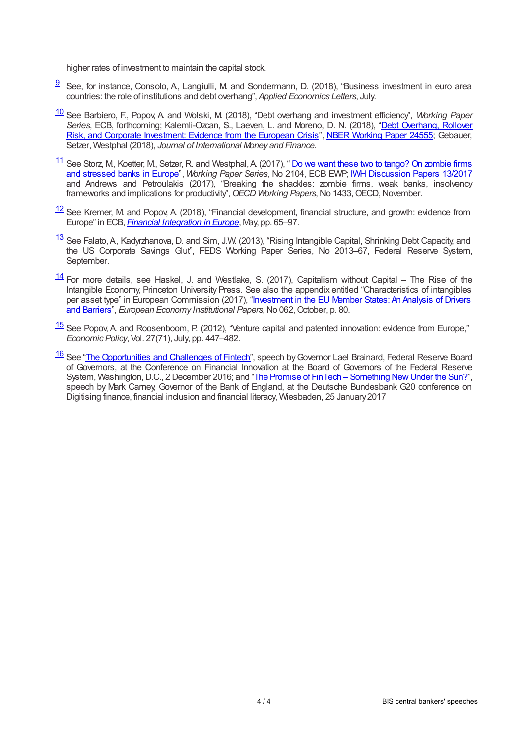higher rates of investment to maintain the capital stock.

[9] See, for instance, Consolo, A., Langiulli, M. and Sondermann, D. (2018), "Business investment in euro area countries: the role of institutions and debt overhang", *Applied Economics Letters*, July.

[10] See Barbiero, F., Popov, A. and Wolski, M. (2018), "Debt overhang and investment efficiency", *Working Paper Series*, ECB, forthcoming; Kalemli-Ozcan, S., Laeven, L. and Moreno, D. N. (2018), "Debt Overhang, Rollover Risk, and Corporate Investment: Evidence from the European Crisis", NBER Working Paper 24555; Gebauer, Setzer, Westphal (2018), *Journal of International Money and Finance.*

[11] See Storz, M., Koetter, M., Setzer, R. and Westphal, A. (2017), " Do we want these two to tango? On zombie firms and stressed banks in Europe", *Working Paper Series*, No 2104, ECB EWP; IWH Discussion Papers 13/2017 and Andrews and Petroulakis (2017), "Breaking the shackles: zombie firms, weak banks, insolvency frameworks and implications for productivity", *OECD Working Papers*, No 1433, OECD, November.

[12] See Kremer, M. and Popov, A. (2018), "Financial development, financial structure, and growth: evidence from Europe" in ECB, *Financial Integration in Europe*, May, pp. 65–97.

[13] See Falato, A., Kadyrzhanova, D. and Sim, J.W. (2013), "Rising Intangible Capital, Shrinking Debt Capacity, and the US Corporate Savings Glut", FEDS Working Paper Series, No 2013–67, Federal Reserve System, September.

[14] For more details, see Haskel, J. and Westlake, S. (2017), Capitalism without Capital – The Rise of the Intangible Economy, Princeton University Press. See also the appendix entitled "Characteristics of intangibles per asset type" in European Commission (2017), "Investment in the EU Member States: An Analysis of Drivers and Barriers", *European Economy Institutional Papers*, No 062, October, p. 80.

[15] See Popov, A. and Roosenboom, P. (2012), "Venture capital and patented innovation: evidence from Europe," *Economic Policy*, Vol. 27(71), July, pp. 447–482.

[16] See "The Opportunities and Challenges of Fintech", speech by Governor Lael Brainard, Federal Reserve Board of Governors, at the Conference on Financial Innovation at the Board of Governors of the Federal Reserve System, Washington, D.C., 2 December 2016; and "The Promise of FinTech – Something New Under the Sun?", speech by Mark Carney, Governor of the Bank of England, at the Deutsche Bundesbank G20 conference on Digitising finance, financial inclusion and financial literacy, Wiesbaden, 25 January 2017